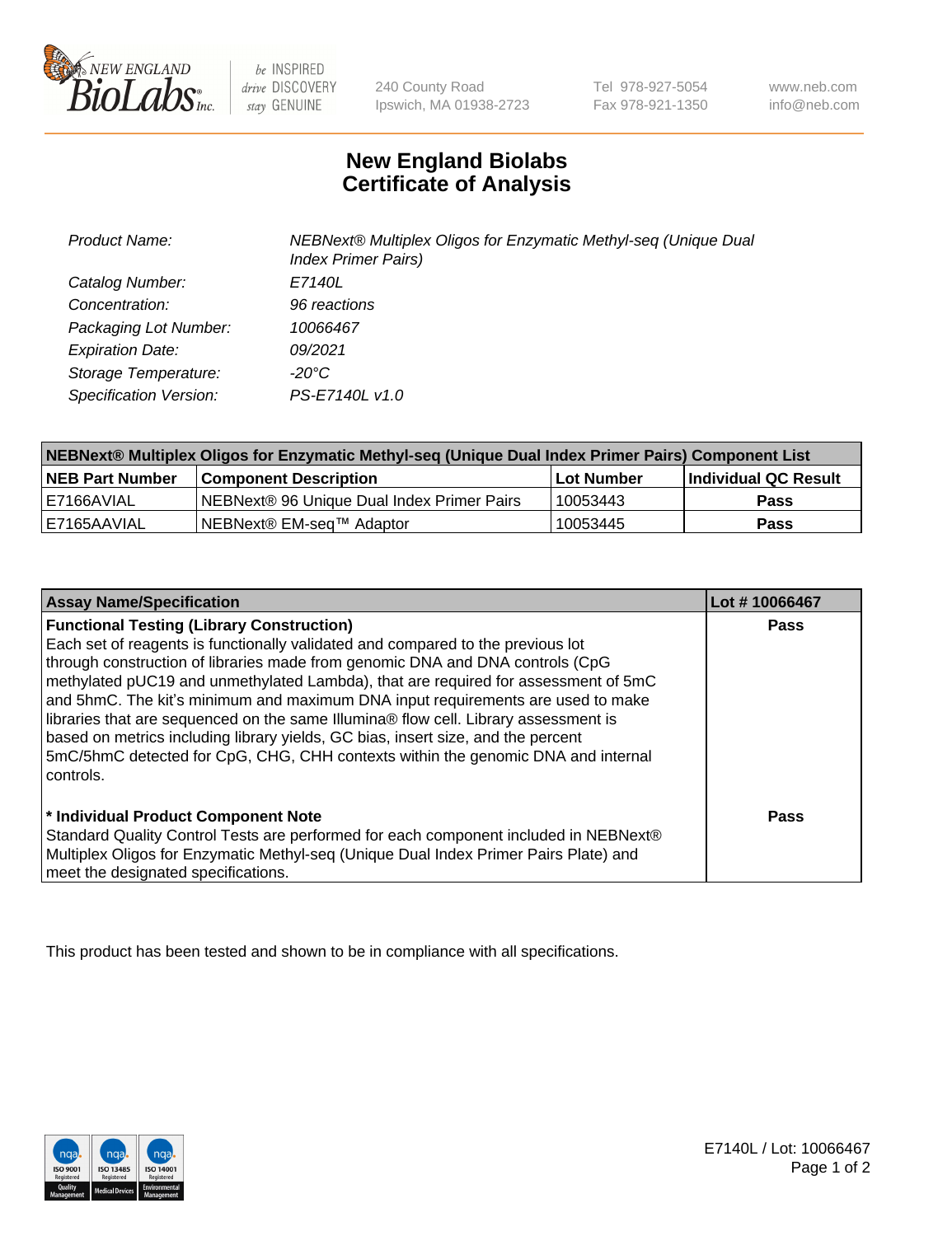NEW ENGLAND BioLabs Inc. — be INSPIRED drive DISCOVERY stay GENUINE

240 County Road
Ipswich, MA 01938-2723

Tel 978-927-5054
Fax 978-921-1350

www.neb.com
info@neb.com

# New England Biolabs
# Certificate of Analysis

| | |
|---|---|
| *Product Name:* | *NEBNext® Multiplex Oligos for Enzymatic Methyl-seq (Unique Dual Index Primer Pairs)* |
| *Catalog Number:* | *E7140L* |
| *Concentration:* | *96 reactions* |
| *Packaging Lot Number:* | *10066467* |
| *Expiration Date:* | *09/2021* |
| *Storage Temperature:* | *-20°C* |
| *Specification Version:* | *PS-E7140L v1.0* |

| NEBNext® Multiplex Oligos for Enzymatic Methyl-seq (Unique Dual Index Primer Pairs) Component List | | | |
|---|---|---|---|
| **NEB Part Number** | **Component Description** | **Lot Number** | **Individual QC Result** |
| E7166AVIAL | NEBNext® 96 Unique Dual Index Primer Pairs | 10053443 | **Pass** |
| E7165AAVIAL | NEBNext® EM-seq™ Adaptor | 10053445 | **Pass** |

| Assay Name/Specification | Lot # 10066467 |
|---|---|
| **Functional Testing (Library Construction)**<br>Each set of reagents is functionally validated and compared to the previous lot through construction of libraries made from genomic DNA and DNA controls (CpG methylated pUC19 and unmethylated Lambda), that are required for assessment of 5mC and 5hmC. The kit's minimum and maximum DNA input requirements are used to make libraries that are sequenced on the same Illumina® flow cell. Library assessment is based on metrics including library yields, GC bias, insert size, and the percent 5mC/5hmC detected for CpG, CHG, CHH contexts within the genomic DNA and internal controls. | **Pass** |
| **\* Individual Product Component Note**<br>Standard Quality Control Tests are performed for each component included in NEBNext® Multiplex Oligos for Enzymatic Methyl-seq (Unique Dual Index Primer Pairs Plate) and meet the designated specifications. | **Pass** |

This product has been tested and shown to be in compliance with all specifications.

E7140L / Lot: 10066467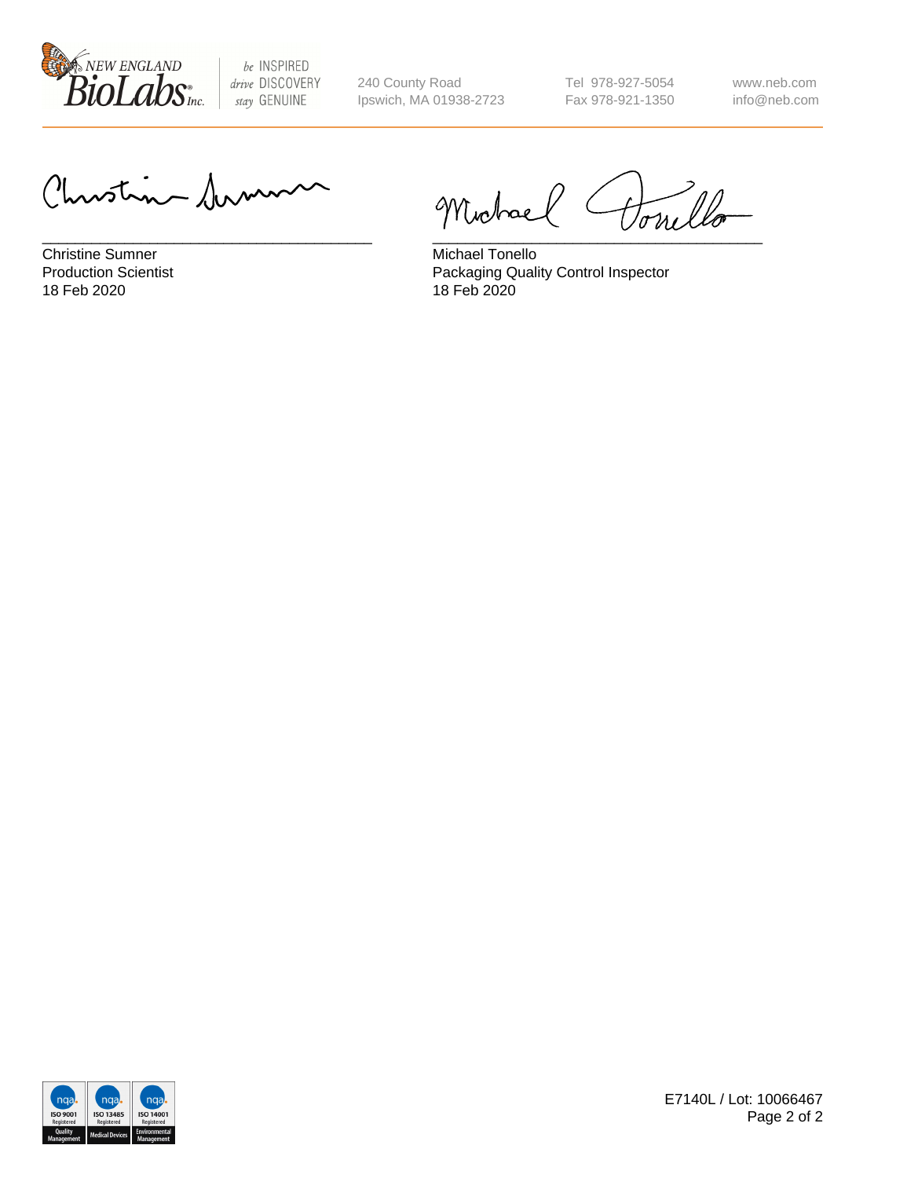New England BioLabs Inc. — be INSPIRED drive DISCOVERY stay GENUINE

240 County Road
Ipswich, MA 01938-2723

Tel 978-927-5054
Fax 978-921-1350

www.neb.com
info@neb.com

Christine Sumner
Production Scientist
18 Feb 2020

Michael Tonello
Packaging Quality Control Inspector
18 Feb 2020

E7140L / Lot: 10066467